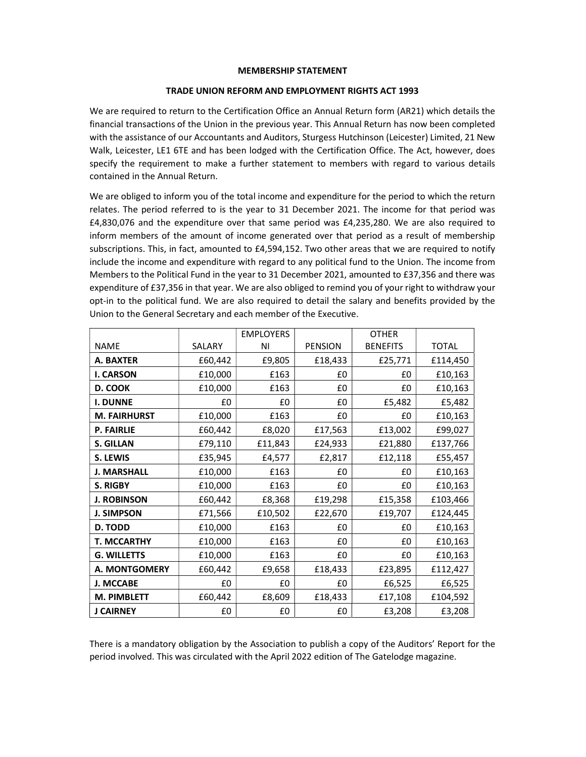**MEMBERSHIP STATEMENT**

**TRADE UNION REFORM AND EMPLOYMENT RIGHTS ACT 1993**

We are required to return to the Certification Office an Annual Return form (AR21) which details the financial transactions of the Union in the previous year. This Annual Return has now been completed with the assistance of our Accountants and Auditors, Sturgess Hutchinson (Leicester) Limited, 21 New Walk, Leicester, LE1 6TE and has been lodged with the Certification Office. The Act, however, does specify the requirement to make a further statement to members with regard to various details contained in the Annual Return.

We are obliged to inform you of the total income and expenditure for the period to which the return relates. The period referred to is the year to 31 December 2021. The income for that period was £4,830,076 and the expenditure over that same period was £4,235,280. We are also required to inform members of the amount of income generated over that period as a result of membership subscriptions. This, in fact, amounted to £4,594,152. Two other areas that we are required to notify include the income and expenditure with regard to any political fund to the Union. The income from Members to the Political Fund in the year to 31 December 2021, amounted to £37,356 and there was expenditure of £37,356 in that year. We are also obliged to remind you of your right to withdraw your opt-in to the political fund. We are also required to detail the salary and benefits provided by the Union to the General Secretary and each member of the Executive.

| NAME | SALARY | EMPLOYERS NI | PENSION | OTHER BENEFITS | TOTAL |
|---|---|---|---|---|---|
| **A. BAXTER** | £60,442 | £9,805 | £18,433 | £25,771 | £114,450 |
| **I. CARSON** | £10,000 | £163 | £0 | £0 | £10,163 |
| **D. COOK** | £10,000 | £163 | £0 | £0 | £10,163 |
| **I. DUNNE** | £0 | £0 | £0 | £5,482 | £5,482 |
| **M. FAIRHURST** | £10,000 | £163 | £0 | £0 | £10,163 |
| **P. FAIRLIE** | £60,442 | £8,020 | £17,563 | £13,002 | £99,027 |
| **S. GILLAN** | £79,110 | £11,843 | £24,933 | £21,880 | £137,766 |
| **S. LEWIS** | £35,945 | £4,577 | £2,817 | £12,118 | £55,457 |
| **J. MARSHALL** | £10,000 | £163 | £0 | £0 | £10,163 |
| **S. RIGBY** | £10,000 | £163 | £0 | £0 | £10,163 |
| **J. ROBINSON** | £60,442 | £8,368 | £19,298 | £15,358 | £103,466 |
| **J. SIMPSON** | £71,566 | £10,502 | £22,670 | £19,707 | £124,445 |
| **D. TODD** | £10,000 | £163 | £0 | £0 | £10,163 |
| **T. MCCARTHY** | £10,000 | £163 | £0 | £0 | £10,163 |
| **G. WILLETTS** | £10,000 | £163 | £0 | £0 | £10,163 |
| **A. MONTGOMERY** | £60,442 | £9,658 | £18,433 | £23,895 | £112,427 |
| **J. MCCABE** | £0 | £0 | £0 | £6,525 | £6,525 |
| **M. PIMBLETT** | £60,442 | £8,609 | £18,433 | £17,108 | £104,592 |
| **J CAIRNEY** | £0 | £0 | £0 | £3,208 | £3,208 |

There is a mandatory obligation by the Association to publish a copy of the Auditors' Report for the period involved. This was circulated with the April 2022 edition of The Gatelodge magazine.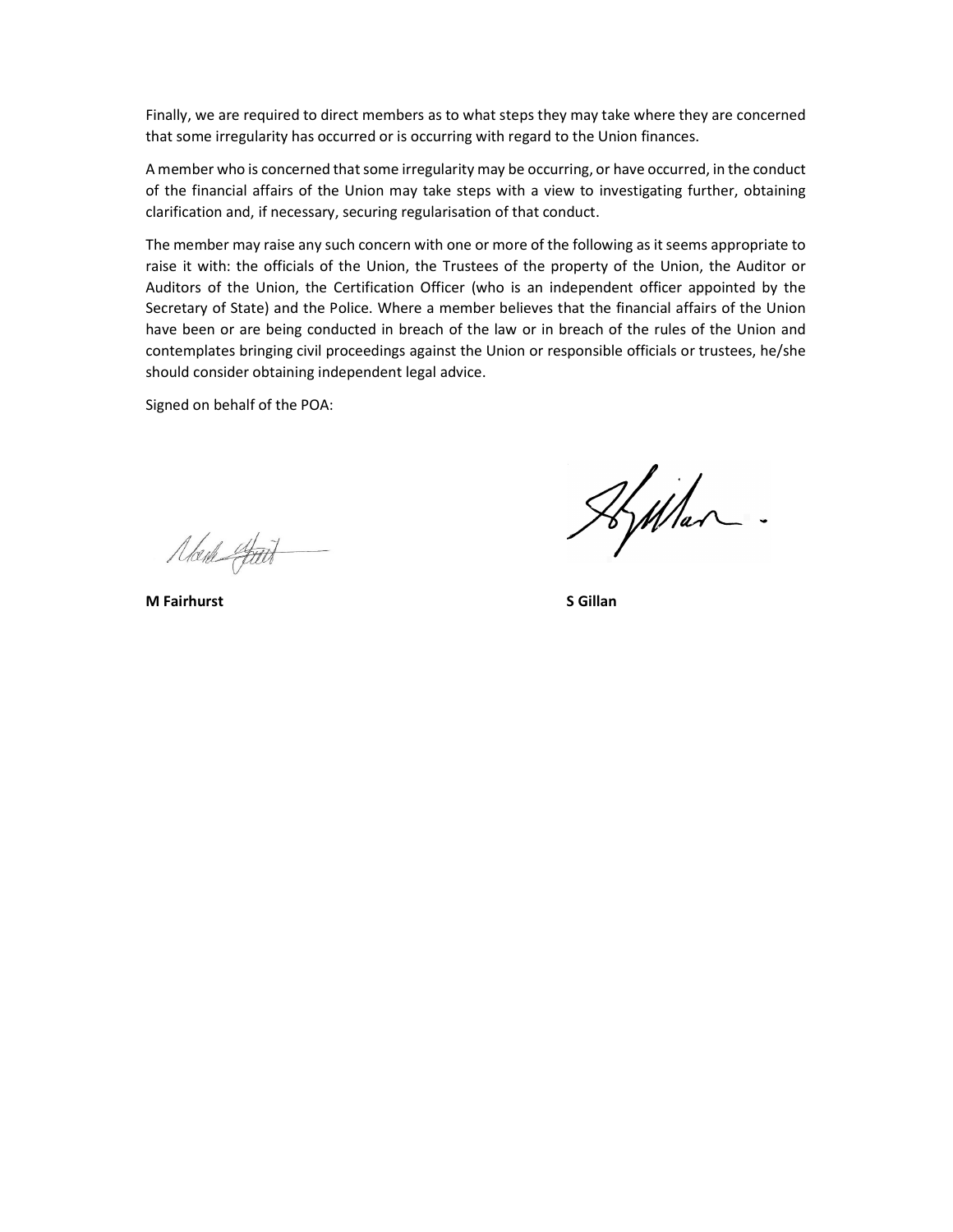Finally, we are required to direct members as to what steps they may take where they are concerned that some irregularity has occurred or is occurring with regard to the Union finances.

A member who is concerned that some irregularity may be occurring, or have occurred, in the conduct of the financial affairs of the Union may take steps with a view to investigating further, obtaining clarification and, if necessary, securing regularisation of that conduct.

The member may raise any such concern with one or more of the following as it seems appropriate to raise it with: the officials of the Union, the Trustees of the property of the Union, the Auditor or Auditors of the Union, the Certification Officer (who is an independent officer appointed by the Secretary of State) and the Police. Where a member believes that the financial affairs of the Union have been or are being conducted in breach of the law or in breach of the rules of the Union and contemplates bringing civil proceedings against the Union or responsible officials or trustees, he/she should consider obtaining independent legal advice.

Signed on behalf of the POA:

**M Fairhurst**

**S Gillan**